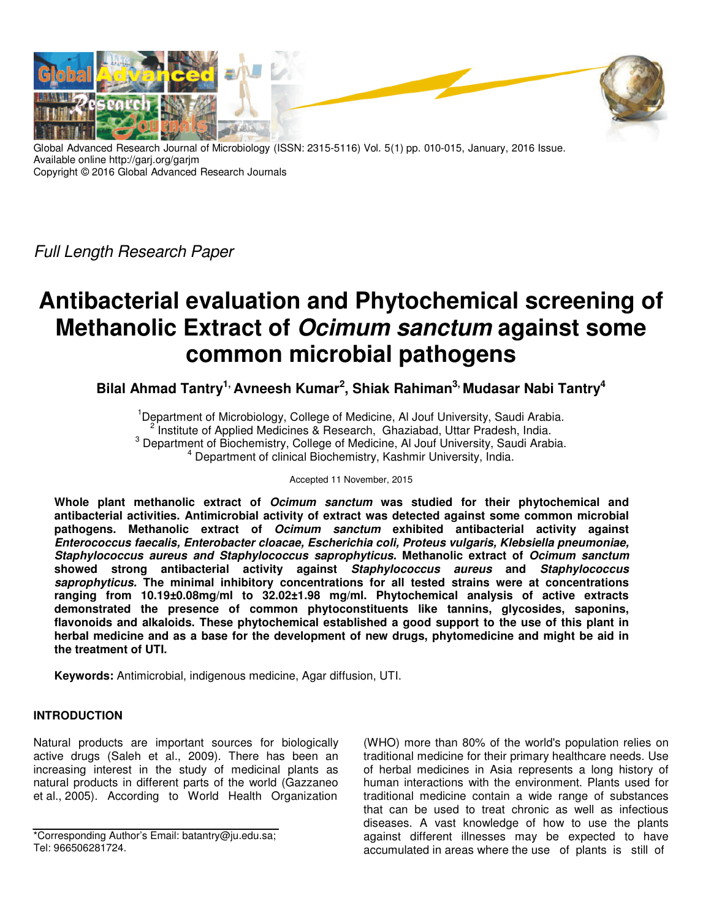Global Advanced Research Journal of Microbiology (ISSN: 2315-5116) Vol. 5(1) pp. 010-015, January, 2016 Issue.
Available online http://garj.org/garjm
Copyright © 2016 Global Advanced Research Journals

*Full Length Research Paper*

# Antibacterial evaluation and Phytochemical screening of Methanolic Extract of *Ocimum sanctum* against some common microbial pathogens

**Bilal Ahmad Tantry[1], Avneesh Kumar[2], Shiak Rahiman[3], Mudasar Nabi Tantry[4]**

[1]Department of Microbiology, College of Medicine, Al Jouf University, Saudi Arabia.
[2] Institute of Applied Medicines & Research, Ghaziabad, Uttar Pradesh, India.
[3] Department of Biochemistry, College of Medicine, Al Jouf University, Saudi Arabia.
[4] Department of clinical Biochemistry, Kashmir University, India.

Accepted 11 November, 2015

**Whole plant methanolic extract of *Ocimum sanctum* was studied for their phytochemical and antibacterial activities. Antimicrobial activity of extract was detected against some common microbial pathogens. Methanolic extract of *Ocimum sanctum* exhibited antibacterial activity against *Enterococcus faecalis, Enterobacter cloacae, Escherichia coli, Proteus vulgaris, Klebsiella pneumoniae, Staphylococcus aureus and Staphylococcus saprophyticus.* Methanolic extract of *Ocimum sanctum* showed strong antibacterial activity against *Staphylococcus aureus* and *Staphylococcus saprophyticus.* The minimal inhibitory concentrations for all tested strains were at concentrations ranging from 10.19±0.08mg/ml to 32.02±1.98 mg/ml. Phytochemical analysis of active extracts demonstrated the presence of common phytoconstituents like tannins, glycosides, saponins, flavonoids and alkaloids. These phytochemical established a good support to the use of this plant in herbal medicine and as a base for the development of new drugs, phytomedicine and might be aid in the treatment of UTI.**

**Keywords:** Antimicrobial, indigenous medicine, Agar diffusion, UTI.

## INTRODUCTION

Natural products are important sources for biologically active drugs (Saleh et al., 2009). There has been an increasing interest in the study of medicinal plants as natural products in different parts of the world (Gazzaneo et al., 2005). According to World Health Organization (WHO) more than 80% of the world's population relies on traditional medicine for their primary healthcare needs. Use of herbal medicines in Asia represents a long history of human interactions with the environment. Plants used for traditional medicine contain a wide range of substances that can be used to treat chronic as well as infectious diseases. A vast knowledge of how to use the plants against different illnesses may be expected to have accumulated in areas where the use of plants is still of

*Corresponding Author's Email: batantry@ju.edu.sa; Tel: 966506281724.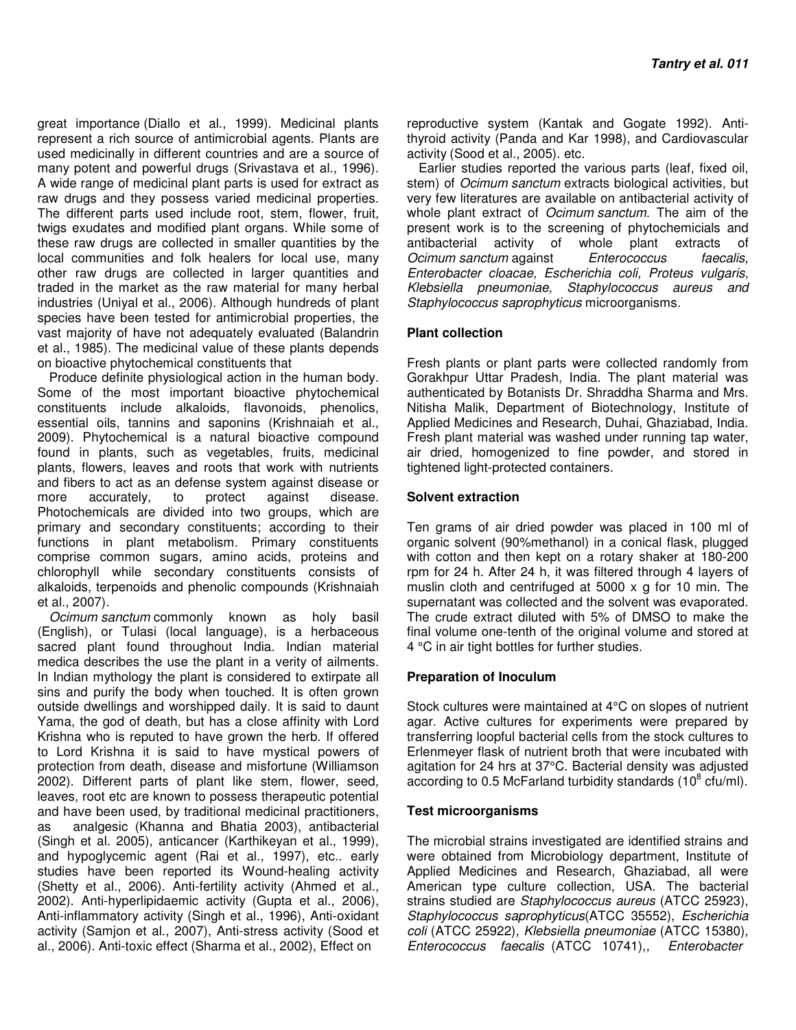great importance (Diallo et al., 1999). Medicinal plants represent a rich source of antimicrobial agents. Plants are used medicinally in different countries and are a source of many potent and powerful drugs (Srivastava et al., 1996). A wide range of medicinal plant parts is used for extract as raw drugs and they possess varied medicinal properties. The different parts used include root, stem, flower, fruit, twigs exudates and modified plant organs. While some of these raw drugs are collected in smaller quantities by the local communities and folk healers for local use, many other raw drugs are collected in larger quantities and traded in the market as the raw material for many herbal industries (Uniyal et al., 2006). Although hundreds of plant species have been tested for antimicrobial properties, the vast majority of have not adequately evaluated (Balandrin et al., 1985). The medicinal value of these plants depends on bioactive phytochemical constituents that

Produce definite physiological action in the human body. Some of the most important bioactive phytochemical constituents include alkaloids, flavonoids, phenolics, essential oils, tannins and saponins (Krishnaiah et al., 2009). Phytochemical is a natural bioactive compound found in plants, such as vegetables, fruits, medicinal plants, flowers, leaves and roots that work with nutrients and fibers to act as an defense system against disease or more accurately, to protect against disease. Photochemicals are divided into two groups, which are primary and secondary constituents; according to their functions in plant metabolism. Primary constituents comprise common sugars, amino acids, proteins and chlorophyll while secondary constituents consists of alkaloids, terpenoids and phenolic compounds (Krishnaiah et al., 2007).

*Ocimum sanctum* commonly known as holy basil (English), or Tulasi (local language), is a herbaceous sacred plant found throughout India. Indian material medica describes the use the plant in a verity of ailments. In Indian mythology the plant is considered to extirpate all sins and purify the body when touched. It is often grown outside dwellings and worshipped daily. It is said to daunt Yama, the god of death, but has a close affinity with Lord Krishna who is reputed to have grown the herb. If offered to Lord Krishna it is said to have mystical powers of protection from death, disease and misfortune (Williamson 2002). Different parts of plant like stem, flower, seed, leaves, root etc are known to possess therapeutic potential and have been used, by traditional medicinal practitioners, as analgesic (Khanna and Bhatia 2003), antibacterial (Singh et al. 2005), anticancer (Karthikeyan et al., 1999), and hypoglycemic agent (Rai et al., 1997), etc.. early studies have been reported its Wound-healing activity (Shetty et al., 2006). Anti-fertility activity (Ahmed et al., 2002). Anti-hyperlipidaemic activity (Gupta et al., 2006), Anti-inflammatory activity (Singh et al., 1996), Anti-oxidant activity (Samjon et al., 2007), Anti-stress activity (Sood et al., 2006). Anti-toxic effect (Sharma et al., 2002), Effect on reproductive system (Kantak and Gogate 1992). Anti-thyroid activity (Panda and Kar 1998), and Cardiovascular activity (Sood et al., 2005). etc.

Earlier studies reported the various parts (leaf, fixed oil, stem) of *Ocimum sanctum* extracts biological activities, but very few literatures are available on antibacterial activity of whole plant extract of *Ocimum sanctum*. The aim of the present work is to the screening of phytochemicials and antibacterial activity of whole plant extracts of *Ocimum sanctum* against *Enterococcus faecalis, Enterobacter cloacae, Escherichia coli, Proteus vulgaris, Klebsiella pneumoniae, Staphylococcus aureus and Staphylococcus saprophyticus* microorganisms.

### Plant collection

Fresh plants or plant parts were collected randomly from Gorakhpur Uttar Pradesh, India. The plant material was authenticated by Botanists Dr. Shraddha Sharma and Mrs. Nitisha Malik, Department of Biotechnology, Institute of Applied Medicines and Research, Duhai, Ghaziabad, India. Fresh plant material was washed under running tap water, air dried, homogenized to fine powder, and stored in tightened light-protected containers.

### Solvent extraction

Ten grams of air dried powder was placed in 100 ml of organic solvent (90%methanol) in a conical flask, plugged with cotton and then kept on a rotary shaker at 180-200 rpm for 24 h. After 24 h, it was filtered through 4 layers of muslin cloth and centrifuged at 5000 x g for 10 min. The supernatant was collected and the solvent was evaporated. The crude extract diluted with 5% of DMSO to make the final volume one-tenth of the original volume and stored at 4 °C in air tight bottles for further studies.

### Preparation of Inoculum

Stock cultures were maintained at 4°C on slopes of nutrient agar. Active cultures for experiments were prepared by transferring loopful bacterial cells from the stock cultures to Erlenmeyer flask of nutrient broth that were incubated with agitation for 24 hrs at 37°C. Bacterial density was adjusted according to 0.5 McFarland turbidity standards ($10^8$ cfu/ml).

### Test microorganisms

The microbial strains investigated are identified strains and were obtained from Microbiology department, Institute of Applied Medicines and Research, Ghaziabad, all were American type culture collection, USA. The bacterial strains studied are *Staphylococcus aureus* (ATCC 25923), *Staphylococcus saprophyticus*(ATCC 35552), *Escherichia coli* (ATCC 25922), *Klebsiella pneumoniae* (ATCC 15380), *Enterococcus faecalis* (ATCC 10741),, *Enterobacter*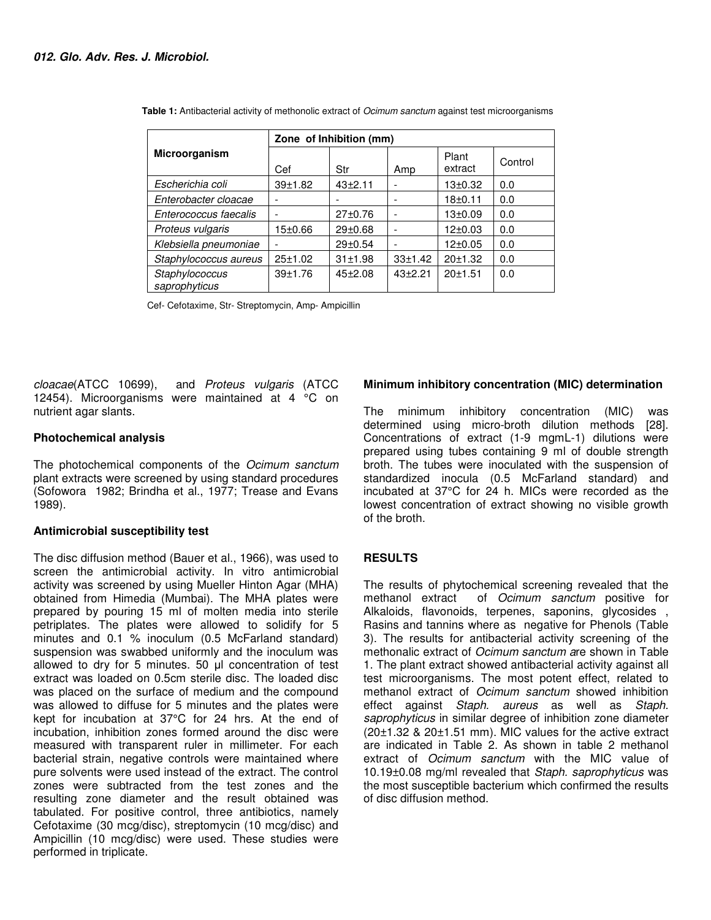**Table 1:** Antibacterial activity of methonolic extract of *Ocimum sanctum* against test microorganisms

| Microorganism | Zone of Inhibition (mm) | | | | |
|---|---|---|---|---|---|
| | Cef | Str | Amp | Plant extract | Control |
| *Escherichia coli* | 39±1.82 | 43±2.11 | - | 13±0.32 | 0.0 |
| *Enterobacter cloacae* | - | - | - | 18±0.11 | 0.0 |
| *Enterococcus faecalis* | - | 27±0.76 | - | 13±0.09 | 0.0 |
| *Proteus vulgaris* | 15±0.66 | 29±0.68 | - | 12±0.03 | 0.0 |
| *Klebsiella pneumoniae* | - | 29±0.54 | - | 12±0.05 | 0.0 |
| *Staphylococcus aureus* | 25±1.02 | 31±1.98 | 33±1.42 | 20±1.32 | 0.0 |
| *Staphylococcus saprophyticus* | 39±1.76 | 45±2.08 | 43±2.21 | 20±1.51 | 0.0 |

Cef- Cefotaxime, Str- Streptomycin, Amp- Ampicillin

*cloacae*(ATCC 10699), and *Proteus vulgaris* (ATCC 12454). Microorganisms were maintained at 4 °C on nutrient agar slants.

### Photochemical analysis

The photochemical components of the *Ocimum sanctum* plant extracts were screened by using standard procedures (Sofowora 1982; Brindha et al., 1977; Trease and Evans 1989).

### Antimicrobial susceptibility test

The disc diffusion method (Bauer et al., 1966), was used to screen the antimicrobial activity. In vitro antimicrobial activity was screened by using Mueller Hinton Agar (MHA) obtained from Himedia (Mumbai). The MHA plates were prepared by pouring 15 ml of molten media into sterile petriplates. The plates were allowed to solidify for 5 minutes and 0.1 % inoculum (0.5 McFarland standard) suspension was swabbed uniformly and the inoculum was allowed to dry for 5 minutes. 50 µl concentration of test extract was loaded on 0.5cm sterile disc. The loaded disc was placed on the surface of medium and the compound was allowed to diffuse for 5 minutes and the plates were kept for incubation at 37°C for 24 hrs. At the end of incubation, inhibition zones formed around the disc were measured with transparent ruler in millimeter. For each bacterial strain, negative controls were maintained where pure solvents were used instead of the extract. The control zones were subtracted from the test zones and the resulting zone diameter and the result obtained was tabulated. For positive control, three antibiotics, namely Cefotaxime (30 mcg/disc), streptomycin (10 mcg/disc) and Ampicillin (10 mcg/disc) were used. These studies were performed in triplicate.

### Minimum inhibitory concentration (MIC) determination

The minimum inhibitory concentration (MIC) was determined using micro-broth dilution methods [28]. Concentrations of extract (1-9 mgmL-1) dilutions were prepared using tubes containing 9 ml of double strength broth. The tubes were inoculated with the suspension of standardized inocula (0.5 McFarland standard) and incubated at 37°C for 24 h. MICs were recorded as the lowest concentration of extract showing no visible growth of the broth.

## RESULTS

The results of phytochemical screening revealed that the methanol extract of *Ocimum sanctum* positive for Alkaloids, flavonoids, terpenes, saponins, glycosides , Rasins and tannins where as negative for Phenols (Table 3). The results for antibacterial activity screening of the methonalic extract of *Ocimum sanctum a*re shown in Table 1. The plant extract showed antibacterial activity against all test microorganisms. The most potent effect, related to methanol extract of *Ocimum sanctum* showed inhibition effect against *Staph. aureus* as well as *Staph. saprophyticus* in similar degree of inhibition zone diameter (20±1.32 & 20±1.51 mm). MIC values for the active extract are indicated in Table 2. As shown in table 2 methanol extract of *Ocimum sanctum* with the MIC value of 10.19±0.08 mg/ml revealed that *Staph. saprophyticus* was the most susceptible bacterium which confirmed the results of disc diffusion method.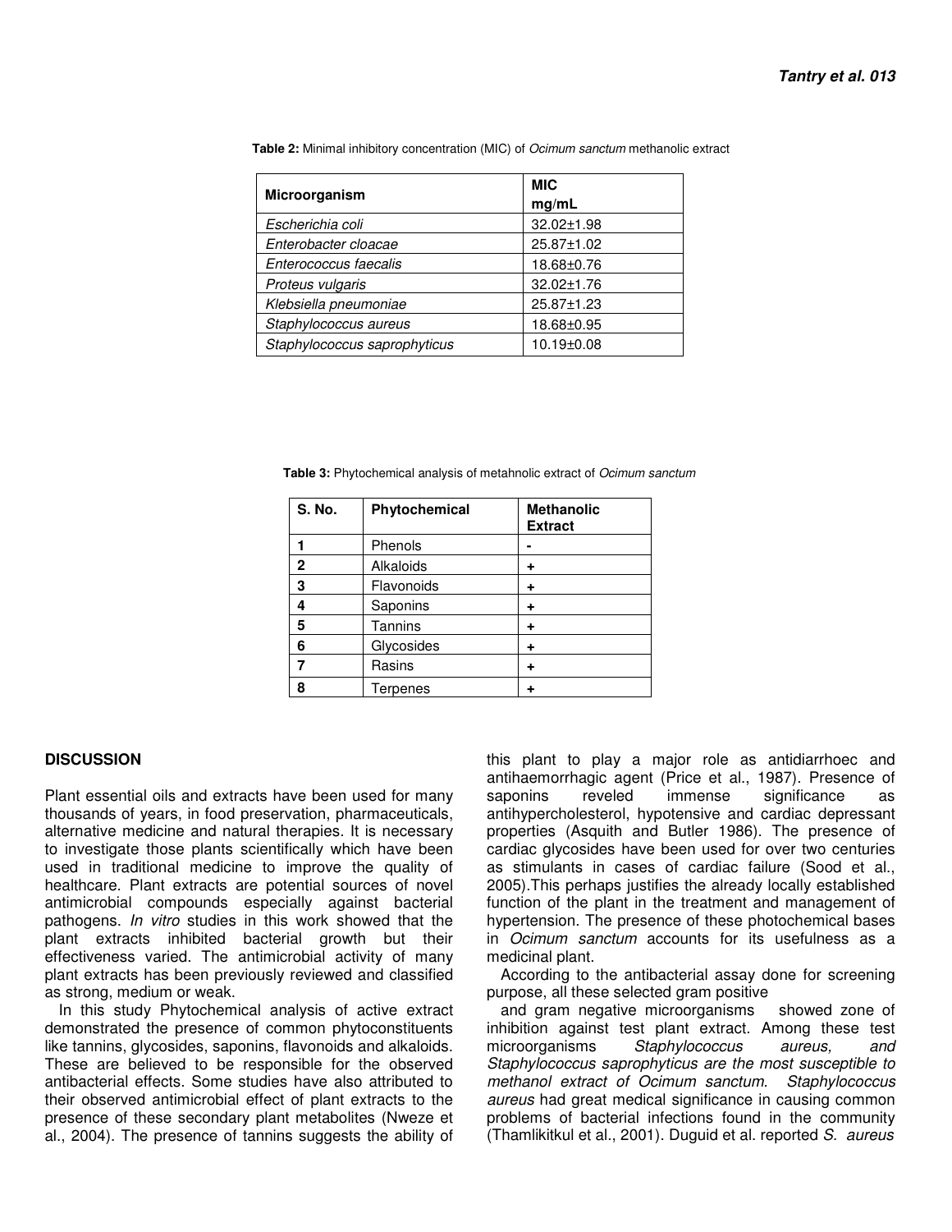**Table 2:** Minimal inhibitory concentration (MIC) of *Ocimum sanctum* methanolic extract

| Microorganism | MIC mg/mL |
|---|---|
| *Escherichia coli* | 32.02±1.98 |
| *Enterobacter cloacae* | 25.87±1.02 |
| *Enterococcus faecalis* | 18.68±0.76 |
| *Proteus vulgaris* | 32.02±1.76 |
| *Klebsiella pneumoniae* | 25.87±1.23 |
| *Staphylococcus aureus* | 18.68±0.95 |
| *Staphylococcus saprophyticus* | 10.19±0.08 |

**Table 3:** Phytochemical analysis of metahnolic extract of *Ocimum sanctum*

| S. No. | Phytochemical | Methanolic Extract |
|---|---|---|
| 1 | Phenols | - |
| 2 | Alkaloids | + |
| 3 | Flavonoids | + |
| 4 | Saponins | + |
| 5 | Tannins | + |
| 6 | Glycosides | + |
| 7 | Rasins | + |
| 8 | Terpenes | + |

## DISCUSSION

Plant essential oils and extracts have been used for many thousands of years, in food preservation, pharmaceuticals, alternative medicine and natural therapies. It is necessary to investigate those plants scientifically which have been used in traditional medicine to improve the quality of healthcare. Plant extracts are potential sources of novel antimicrobial compounds especially against bacterial pathogens. *In vitro* studies in this work showed that the plant extracts inhibited bacterial growth but their effectiveness varied. The antimicrobial activity of many plant extracts has been previously reviewed and classified as strong, medium or weak.

In this study Phytochemical analysis of active extract demonstrated the presence of common phytoconstituents like tannins, glycosides, saponins, flavonoids and alkaloids. These are believed to be responsible for the observed antibacterial effects. Some studies have also attributed to their observed antimicrobial effect of plant extracts to the presence of these secondary plant metabolites (Nweze et al., 2004). The presence of tannins suggests the ability of this plant to play a major role as antidiarrhoec and antihaemorrhagic agent (Price et al., 1987). Presence of saponins reveled immense significance as antihypercholesterol, hypotensive and cardiac depressant properties (Asquith and Butler 1986). The presence of cardiac glycosides have been used for over two centuries as stimulants in cases of cardiac failure (Sood et al., 2005).This perhaps justifies the already locally established function of the plant in the treatment and management of hypertension. The presence of these photochemical bases in *Ocimum sanctum* accounts for its usefulness as a medicinal plant.

According to the antibacterial assay done for screening purpose, all these selected gram positive and gram negative microorganisms showed zone of inhibition against test plant extract. Among these test microorganisms *Staphylococcus aureus, and Staphylococcus saprophyticus are the most susceptible to methanol extract of Ocimum sanctum. Staphylococcus aureus* had great medical significance in causing common problems of bacterial infections found in the community (Thamlikitkul et al., 2001). Duguid et al. reported *S. aureus*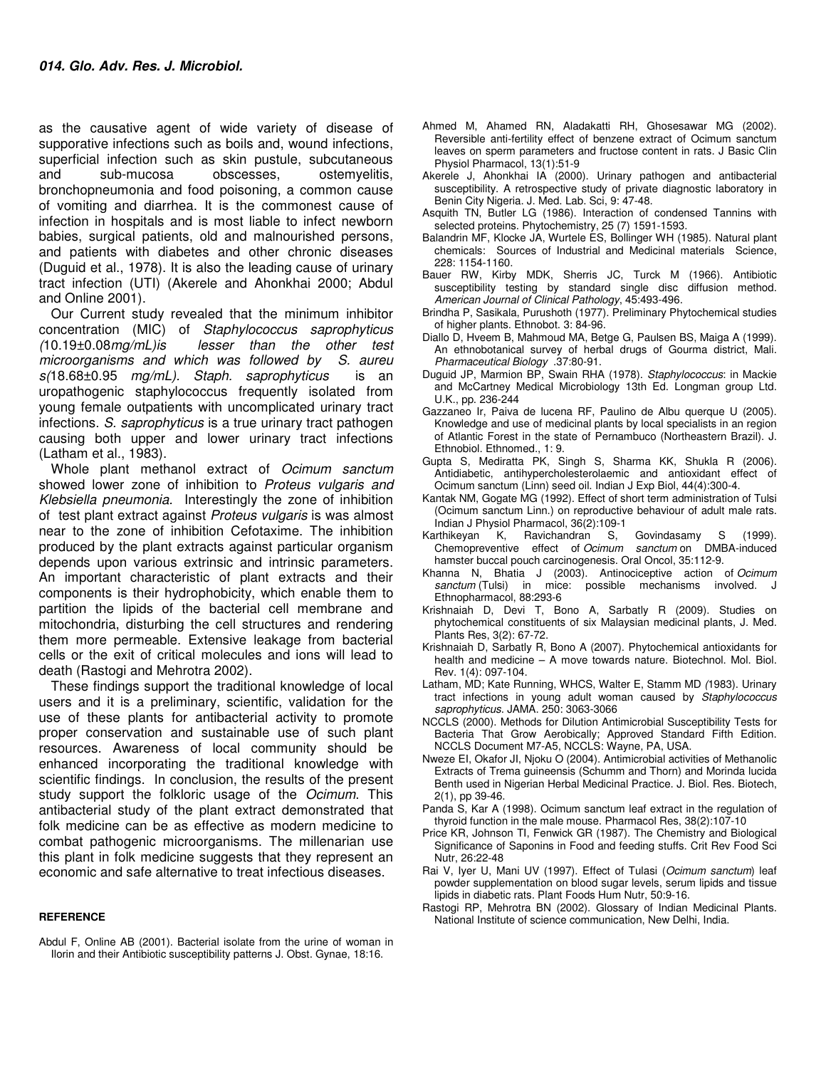as the causative agent of wide variety of disease of supporative infections such as boils and, wound infections, superficial infection such as skin pustule, subcutaneous and sub-mucosa obscesses, ostemyelitis, bronchopneumonia and food poisoning, a common cause of vomiting and diarrhea. It is the commonest cause of infection in hospitals and is most liable to infect newborn babies, surgical patients, old and malnourished persons, and patients with diabetes and other chronic diseases (Duguid et al., 1978). It is also the leading cause of urinary tract infection (UTI) (Akerele and Ahonkhai 2000; Abdul and Online 2001).

Our Current study revealed that the minimum inhibitor concentration (MIC) of *Staphylococcus saprophyticus (*10.19±0.08*mg/mL)is lesser than the other test microorganisms and which was followed by S. aureu s(*18.68±0.95 *mg/mL). Staph. saprophyticus* is an uropathogenic staphylococcus frequently isolated from young female outpatients with uncomplicated urinary tract infections. *S. saprophyticus* is a true urinary tract pathogen causing both upper and lower urinary tract infections (Latham et al., 1983).

Whole plant methanol extract of *Ocimum sanctum* showed lower zone of inhibition to *Proteus vulgaris and Klebsiella pneumonia.* Interestingly the zone of inhibition of test plant extract against *Proteus vulgaris* is was almost near to the zone of inhibition Cefotaxime. The inhibition produced by the plant extracts against particular organism depends upon various extrinsic and intrinsic parameters. An important characteristic of plant extracts and their components is their hydrophobicity, which enable them to partition the lipids of the bacterial cell membrane and mitochondria, disturbing the cell structures and rendering them more permeable. Extensive leakage from bacterial cells or the exit of critical molecules and ions will lead to death (Rastogi and Mehrotra 2002).

These findings support the traditional knowledge of local users and it is a preliminary, scientific, validation for the use of these plants for antibacterial activity to promote proper conservation and sustainable use of such plant resources. Awareness of local community should be enhanced incorporating the traditional knowledge with scientific findings. In conclusion, the results of the present study support the folkloric usage of the *Ocimum*. This antibacterial study of the plant extract demonstrated that folk medicine can be as effective as modern medicine to combat pathogenic microorganisms. The millenarian use this plant in folk medicine suggests that they represent an economic and safe alternative to treat infectious diseases.

## REFERENCE

Abdul F, Online AB (2001). Bacterial isolate from the urine of woman in Ilorin and their Antibiotic susceptibility patterns J. Obst. Gynae, 18:16.

Ahmed M, Ahamed RN, Aladakatti RH, Ghosesawar MG (2002). Reversible anti-fertility effect of benzene extract of Ocimum sanctum leaves on sperm parameters and fructose content in rats. J Basic Clin Physiol Pharmacol, 13(1):51-9

Akerele J, Ahonkhai IA (2000). Urinary pathogen and antibacterial susceptibility. A retrospective study of private diagnostic laboratory in Benin City Nigeria. J. Med. Lab. Sci, 9: 47-48.

Asquith TN, Butler LG (1986). Interaction of condensed Tannins with selected proteins. Phytochemistry, 25 (7) 1591-1593.

Balandrin MF, Klocke JA, Wurtele ES, Bollinger WH (1985). Natural plant chemicals: Sources of Industrial and Medicinal materials Science, 228: 1154-1160.

Bauer RW, Kirby MDK, Sherris JC, Turck M (1966). Antibiotic susceptibility testing by standard single disc diffusion method. *American Journal of Clinical Pathology*, 45:493-496.

Brindha P, Sasikala, Purushoth (1977). Preliminary Phytochemical studies of higher plants. Ethnobot. 3: 84-96.

Diallo D, Hveem B, Mahmoud MA, Betge G, Paulsen BS, Maiga A (1999). An ethnobotanical survey of herbal drugs of Gourma district, Mali. *Pharmaceutical Biology* .37:80-91.

Duguid JP, Marmion BP, Swain RHA (1978). *Staphylococcus*: in Mackie and McCartney Medical Microbiology 13th Ed. Longman group Ltd. U.K., pp. 236-244

Gazzaneo Ir, Paiva de lucena RF, Paulino de Albu querque U (2005). Knowledge and use of medicinal plants by local specialists in an region of Atlantic Forest in the state of Pernambuco (Northeastern Brazil). J. Ethnobiol. Ethnomed., 1: 9.

Gupta S, Mediratta PK, Singh S, Sharma KK, Shukla R (2006). Antidiabetic, antihypercholesterolaemic and antioxidant effect of Ocimum sanctum (Linn) seed oil. Indian J Exp Biol, 44(4):300-4.

Kantak NM, Gogate MG (1992). Effect of short term administration of Tulsi (Ocimum sanctum Linn.) on reproductive behaviour of adult male rats. Indian J Physiol Pharmacol, 36(2):109-1

Karthikeyan K, Ravichandran S, Govindasamy S (1999). Chemopreventive effect of *Ocimum sanctum* on DMBA-induced hamster buccal pouch carcinogenesis. Oral Oncol, 35:112-9.

Khanna N, Bhatia J (2003). Antinociceptive action of *Ocimum sanctum* (Tulsi) in mice: possible mechanisms involved. J Ethnopharmacol, 88:293-6

Krishnaiah D, Devi T, Bono A, Sarbatly R (2009). Studies on phytochemical constituents of six Malaysian medicinal plants, J. Med. Plants Res, 3(2): 67-72.

Krishnaiah D, Sarbatly R, Bono A (2007). Phytochemical antioxidants for health and medicine – A move towards nature. Biotechnol. Mol. Biol. Rev. 1(4): 097-104.

Latham, MD; Kate Running, WHCS, Walter E, Stamm MD *(*1983). Urinary tract infections in young adult woman caused by *Staphylococcus saprophyticus*. JAMA. 250: 3063-3066

NCCLS (2000). Methods for Dilution Antimicrobial Susceptibility Tests for Bacteria That Grow Aerobically; Approved Standard Fifth Edition. NCCLS Document M7-A5, NCCLS: Wayne, PA, USA.

Nweze EI, Okafor JI, Njoku O (2004). Antimicrobial activities of Methanolic Extracts of Trema guineensis (Schumm and Thorn) and Morinda lucida Benth used in Nigerian Herbal Medicinal Practice. J. Biol. Res. Biotech, 2(1), pp 39-46.

Panda S, Kar A (1998). Ocimum sanctum leaf extract in the regulation of thyroid function in the male mouse. Pharmacol Res, 38(2):107-10

Price KR, Johnson TI, Fenwick GR (1987). The Chemistry and Biological Significance of Saponins in Food and feeding stuffs. Crit Rev Food Sci Nutr, 26:22-48

Rai V, Iyer U, Mani UV (1997). Effect of Tulasi (*Ocimum sanctum*) leaf powder supplementation on blood sugar levels, serum lipids and tissue lipids in diabetic rats. Plant Foods Hum Nutr, 50:9-16.

Rastogi RP, Mehrotra BN (2002). Glossary of Indian Medicinal Plants. National Institute of science communication, New Delhi, India.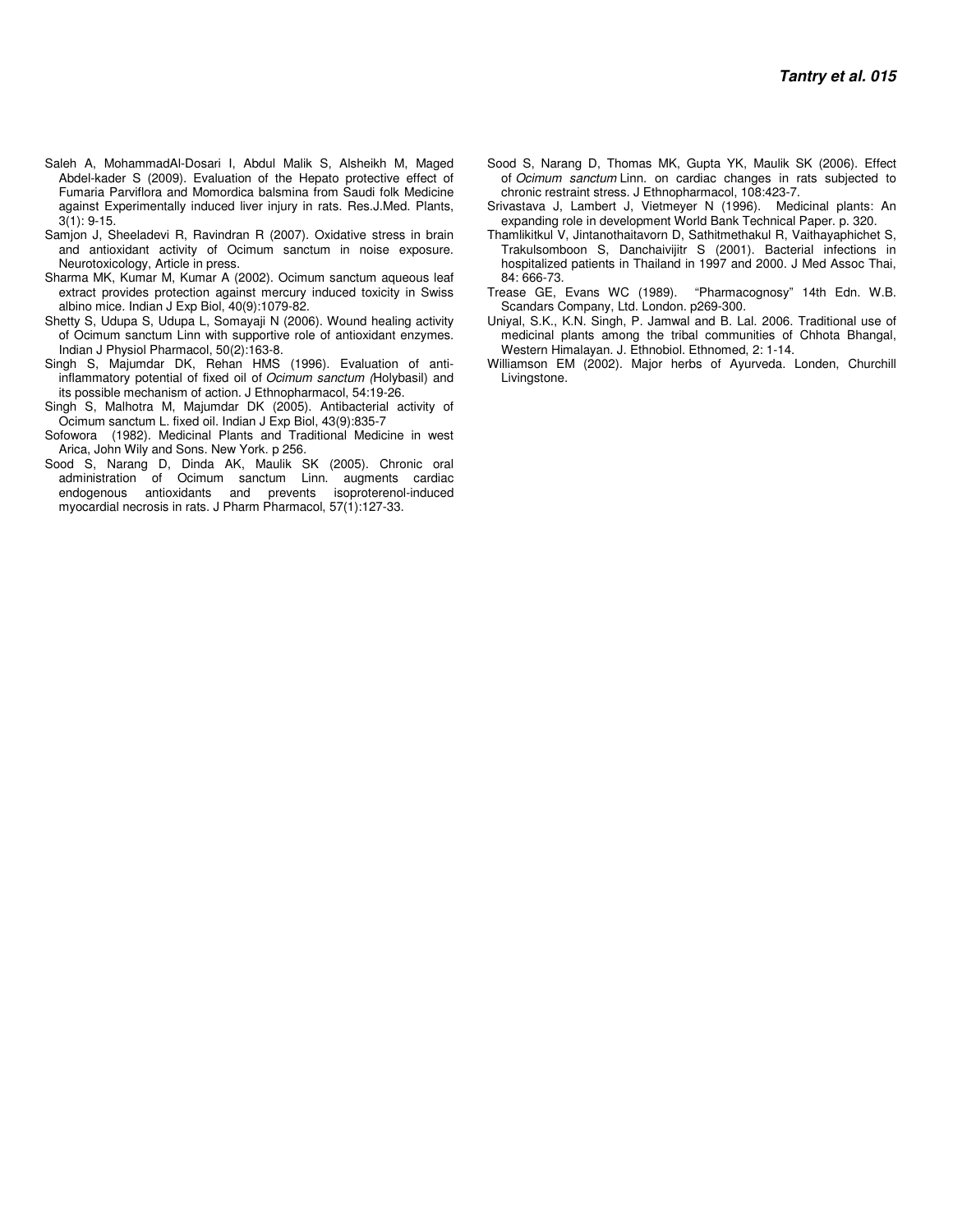Saleh A, MohammadAl-Dosari I, Abdul Malik S, Alsheikh M, Maged Abdel-kader S (2009). Evaluation of the Hepato protective effect of Fumaria Parviflora and Momordica balsmina from Saudi folk Medicine against Experimentally induced liver injury in rats. Res.J.Med. Plants, 3(1): 9-15.

Samjon J, Sheeladevi R, Ravindran R (2007). Oxidative stress in brain and antioxidant activity of Ocimum sanctum in noise exposure. Neurotoxicology, Article in press.

Sharma MK, Kumar M, Kumar A (2002). Ocimum sanctum aqueous leaf extract provides protection against mercury induced toxicity in Swiss albino mice. Indian J Exp Biol, 40(9):1079-82.

Shetty S, Udupa S, Udupa L, Somayaji N (2006). Wound healing activity of Ocimum sanctum Linn with supportive role of antioxidant enzymes. Indian J Physiol Pharmacol, 50(2):163-8.

Singh S, Majumdar DK, Rehan HMS (1996). Evaluation of anti-inflammatory potential of fixed oil of *Ocimum sanctum (*Holybasil) and its possible mechanism of action. J Ethnopharmacol, 54:19-26.

Singh S, Malhotra M, Majumdar DK (2005). Antibacterial activity of Ocimum sanctum L. fixed oil. Indian J Exp Biol, 43(9):835-7

Sofowora (1982). Medicinal Plants and Traditional Medicine in west Arica, John Wily and Sons. New York. p 256.

Sood S, Narang D, Dinda AK, Maulik SK (2005). Chronic oral administration of Ocimum sanctum Linn. augments cardiac endogenous antioxidants and prevents isoproterenol-induced myocardial necrosis in rats. J Pharm Pharmacol, 57(1):127-33.

Sood S, Narang D, Thomas MK, Gupta YK, Maulik SK (2006). Effect of *Ocimum sanctum* Linn. on cardiac changes in rats subjected to chronic restraint stress. J Ethnopharmacol, 108:423-7.

Srivastava J, Lambert J, Vietmeyer N (1996). Medicinal plants: An expanding role in development World Bank Technical Paper. p. 320.

Thamlikitkul V, Jintanothaitavorn D, Sathitmethakul R, Vaithayaphichet S, Trakulsomboon S, Danchaivijitr S (2001). Bacterial infections in hospitalized patients in Thailand in 1997 and 2000. J Med Assoc Thai, 84: 666-73.

Trease GE, Evans WC (1989). "Pharmacognosy" 14th Edn. W.B. Scandars Company, Ltd. London. p269-300.

Uniyal, S.K., K.N. Singh, P. Jamwal and B. Lal. 2006. Traditional use of medicinal plants among the tribal communities of Chhota Bhangal, Western Himalayan. J. Ethnobiol. Ethnomed, 2: 1-14.

Williamson EM (2002). Major herbs of Ayurveda. Londen, Churchill Livingstone.